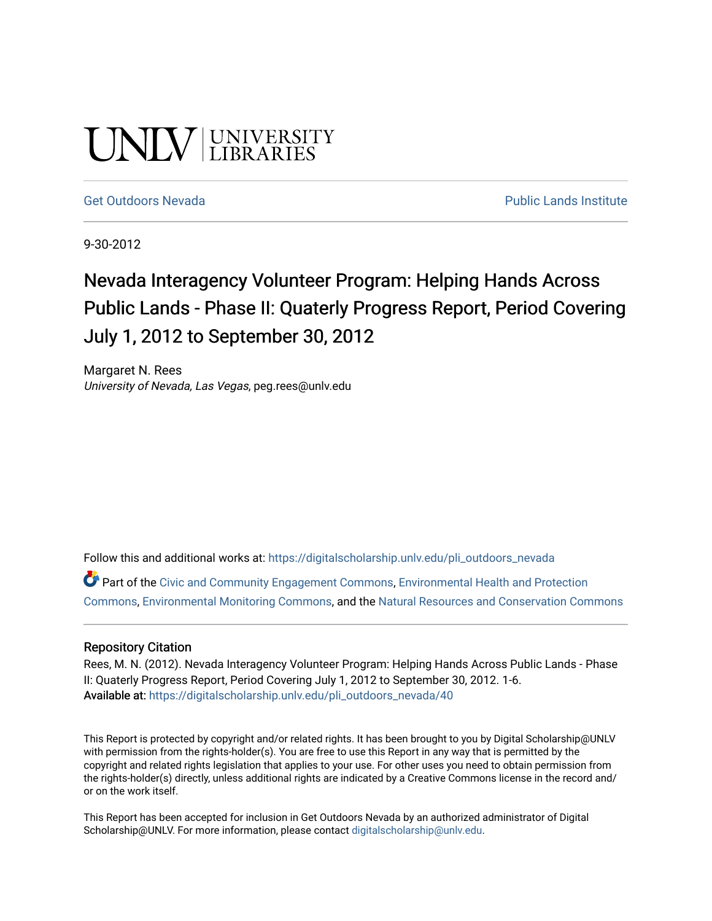UNLV | UNIVERSITY LIBRARIES

Get Outdoors Nevada | Public Lands Institute

9-30-2012

# Nevada Interagency Volunteer Program: Helping Hands Across Public Lands - Phase II: Quaterly Progress Report, Period Covering July 1, 2012 to September 30, 2012

Margaret N. Rees
*University of Nevada, Las Vegas*, peg.rees@unlv.edu

Follow this and additional works at: https://digitalscholarship.unlv.edu/pli_outdoors_nevada

Part of the Civic and Community Engagement Commons, Environmental Health and Protection Commons, Environmental Monitoring Commons, and the Natural Resources and Conservation Commons

## Repository Citation

Rees, M. N. (2012). Nevada Interagency Volunteer Program: Helping Hands Across Public Lands - Phase II: Quaterly Progress Report, Period Covering July 1, 2012 to September 30, 2012. 1-6.
**Available at:** https://digitalscholarship.unlv.edu/pli_outdoors_nevada/40

This Report is protected by copyright and/or related rights. It has been brought to you by Digital Scholarship@UNLV with permission from the rights-holder(s). You are free to use this Report in any way that is permitted by the copyright and related rights legislation that applies to your use. For other uses you need to obtain permission from the rights-holder(s) directly, unless additional rights are indicated by a Creative Commons license in the record and/or on the work itself.

This Report has been accepted for inclusion in Get Outdoors Nevada by an authorized administrator of Digital Scholarship@UNLV. For more information, please contact digitalscholarship@unlv.edu.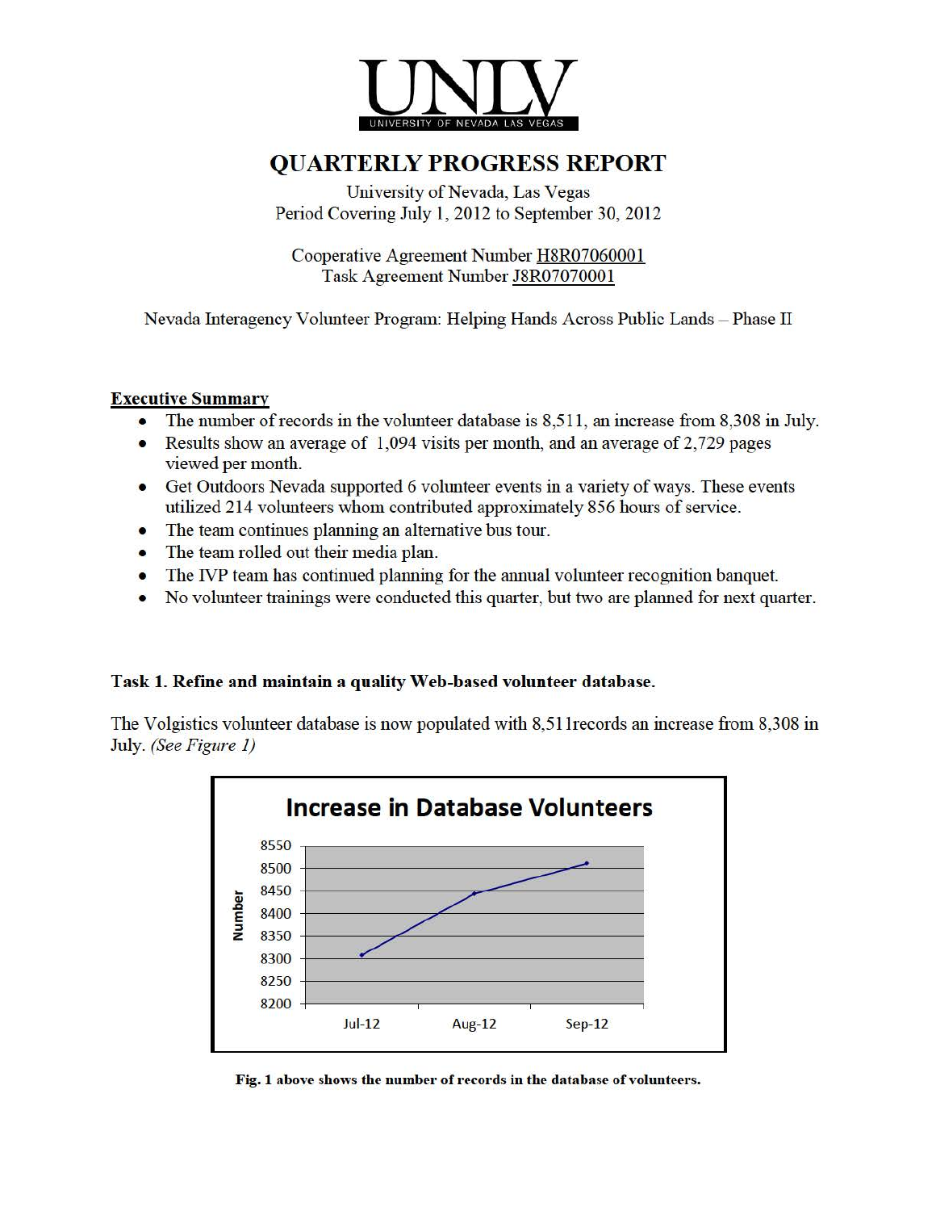# UNLV

UNIVERSITY OF NEVADA LAS VEGAS

## QUARTERLY PROGRESS REPORT

University of Nevada, Las Vegas
Period Covering July 1, 2012 to September 30, 2012

Cooperative Agreement Number H8R07060001
Task Agreement Number J8R07070001

Nevada Interagency Volunteer Program: Helping Hands Across Public Lands – Phase II

### Executive Summary

- The number of records in the volunteer database is 8,511, an increase from 8,308 in July.
- Results show an average of 1,094 visits per month, and an average of 2,729 pages viewed per month.
- Get Outdoors Nevada supported 6 volunteer events in a variety of ways. These events utilized 214 volunteers whom contributed approximately 856 hours of service.
- The team continues planning an alternative bus tour.
- The team rolled out their media plan.
- The IVP team has continued planning for the annual volunteer recognition banquet.
- No volunteer trainings were conducted this quarter, but two are planned for next quarter.

### Task 1. Refine and maintain a quality Web-based volunteer database.

The Volgistics volunteer database is now populated with 8,511records an increase from 8,308 in July. *(See Figure 1)*

**Fig. 1 above shows the number of records in the database of volunteers.**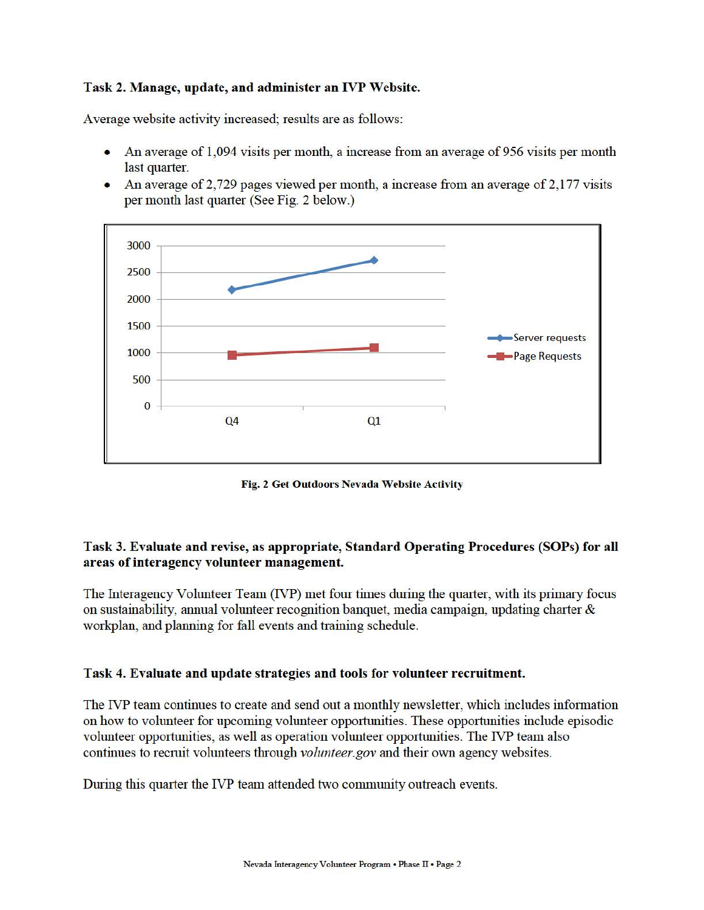### Task 2. Manage, update, and administer an IVP Website.

Average website activity increased; results are as follows:

- An average of 1,094 visits per month, a increase from an average of 956 visits per month last quarter.
- An average of 2,729 pages viewed per month, a increase from an average of 2,177 visits per month last quarter (See Fig. 2 below.)

**Fig. 2 Get Outdoors Nevada Website Activity**

### Task 3. Evaluate and revise, as appropriate, Standard Operating Procedures (SOPs) for all areas of interagency volunteer management.

The Interagency Volunteer Team (IVP) met four times during the quarter, with its primary focus on sustainability, annual volunteer recognition banquet, media campaign, updating charter & workplan, and planning for fall events and training schedule.

### Task 4. Evaluate and update strategies and tools for volunteer recruitment.

The IVP team continues to create and send out a monthly newsletter, which includes information on how to volunteer for upcoming volunteer opportunities. These opportunities include episodic volunteer opportunities, as well as operation volunteer opportunities. The IVP team also continues to recruit volunteers through *volunteer.gov* and their own agency websites.

During this quarter the IVP team attended two community outreach events.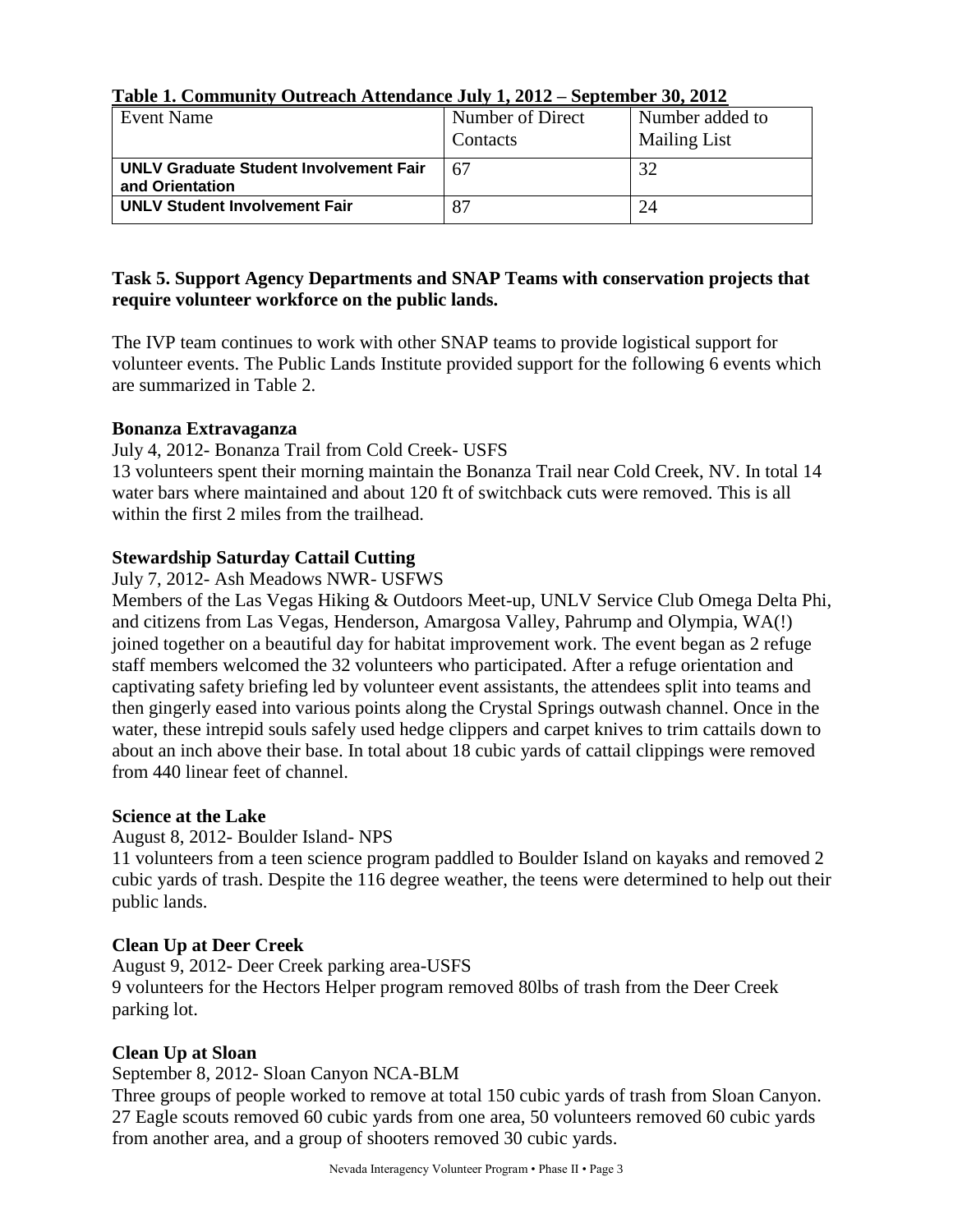**Table 1. Community Outreach Attendance July 1, 2012 – September 30, 2012**

| Event Name | Number of Direct Contacts | Number added to Mailing List |
|---|---|---|
| **UNLV Graduate Student Involvement Fair and Orientation** | 67 | 32 |
| **UNLV Student Involvement Fair** | 87 | 24 |

### Task 5. Support Agency Departments and SNAP Teams with conservation projects that require volunteer workforce on the public lands.

The IVP team continues to work with other SNAP teams to provide logistical support for volunteer events. The Public Lands Institute provided support for the following 6 events which are summarized in Table 2.

**Bonanza Extravaganza**

July 4, 2012- Bonanza Trail from Cold Creek- USFS

13 volunteers spent their morning maintain the Bonanza Trail near Cold Creek, NV. In total 14 water bars where maintained and about 120 ft of switchback cuts were removed. This is all within the first 2 miles from the trailhead.

**Stewardship Saturday Cattail Cutting**

July 7, 2012- Ash Meadows NWR- USFWS

Members of the Las Vegas Hiking & Outdoors Meet-up, UNLV Service Club Omega Delta Phi, and citizens from Las Vegas, Henderson, Amargosa Valley, Pahrump and Olympia, WA(!) joined together on a beautiful day for habitat improvement work. The event began as 2 refuge staff members welcomed the 32 volunteers who participated. After a refuge orientation and captivating safety briefing led by volunteer event assistants, the attendees split into teams and then gingerly eased into various points along the Crystal Springs outwash channel. Once in the water, these intrepid souls safely used hedge clippers and carpet knives to trim cattails down to about an inch above their base. In total about 18 cubic yards of cattail clippings were removed from 440 linear feet of channel.

**Science at the Lake**

August 8, 2012- Boulder Island- NPS

11 volunteers from a teen science program paddled to Boulder Island on kayaks and removed 2 cubic yards of trash. Despite the 116 degree weather, the teens were determined to help out their public lands.

**Clean Up at Deer Creek**

August 9, 2012- Deer Creek parking area-USFS

9 volunteers for the Hectors Helper program removed 80lbs of trash from the Deer Creek parking lot.

**Clean Up at Sloan**

September 8, 2012- Sloan Canyon NCA-BLM

Three groups of people worked to remove at total 150 cubic yards of trash from Sloan Canyon. 27 Eagle scouts removed 60 cubic yards from one area, 50 volunteers removed 60 cubic yards from another area, and a group of shooters removed 30 cubic yards.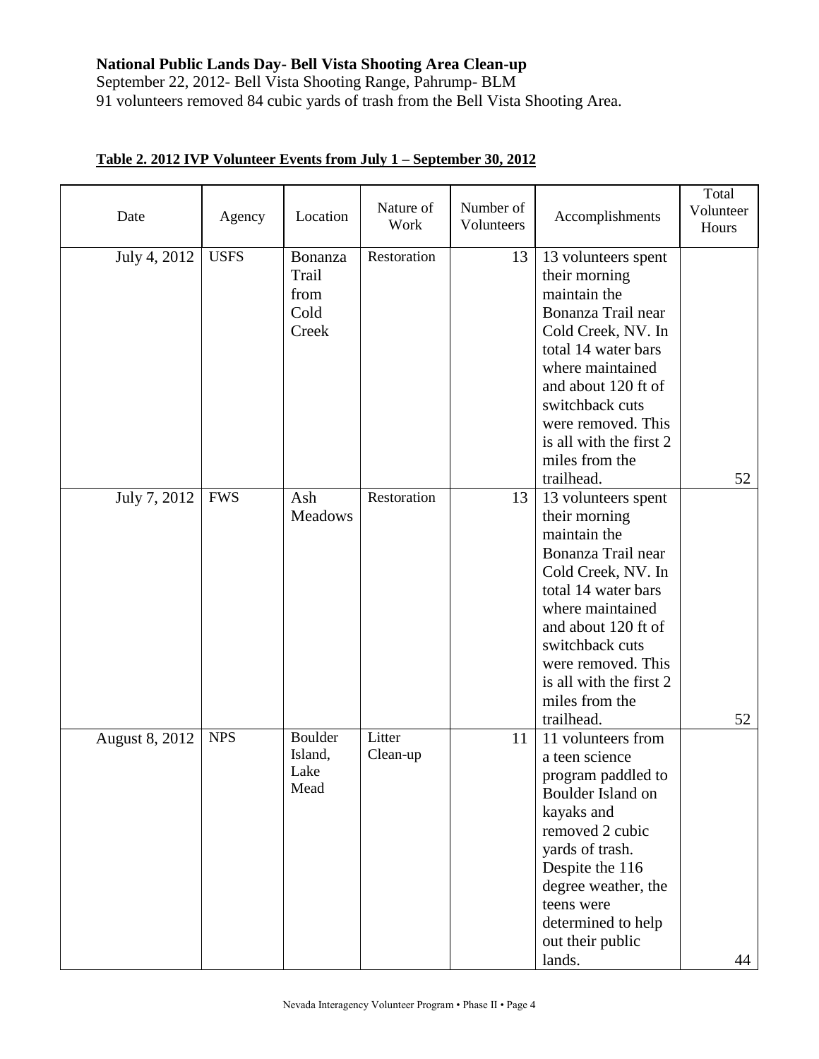**National Public Lands Day- Bell Vista Shooting Area Clean-up**
September 22, 2012- Bell Vista Shooting Range, Pahrump- BLM
91 volunteers removed 84 cubic yards of trash from the Bell Vista Shooting Area.

**Table 2. 2012 IVP Volunteer Events from July 1 – September 30, 2012**

| Date | Agency | Location | Nature of Work | Number of Volunteers | Accomplishments | Total Volunteer Hours |
|---|---|---|---|---|---|---|
| July 4, 2012 | USFS | Bonanza Trail from Cold Creek | Restoration | 13 | 13 volunteers spent their morning maintain the Bonanza Trail near Cold Creek, NV. In total 14 water bars where maintained and about 120 ft of switchback cuts were removed. This is all with the first 2 miles from the trailhead. | 52 |
| July 7, 2012 | FWS | Ash Meadows | Restoration | 13 | 13 volunteers spent their morning maintain the Bonanza Trail near Cold Creek, NV. In total 14 water bars where maintained and about 120 ft of switchback cuts were removed. This is all with the first 2 miles from the trailhead. | 52 |
| August 8, 2012 | NPS | Boulder Island, Lake Mead | Litter Clean-up | 11 | 11 volunteers from a teen science program paddled to Boulder Island on kayaks and removed 2 cubic yards of trash. Despite the 116 degree weather, the teens were determined to help out their public lands. | 44 |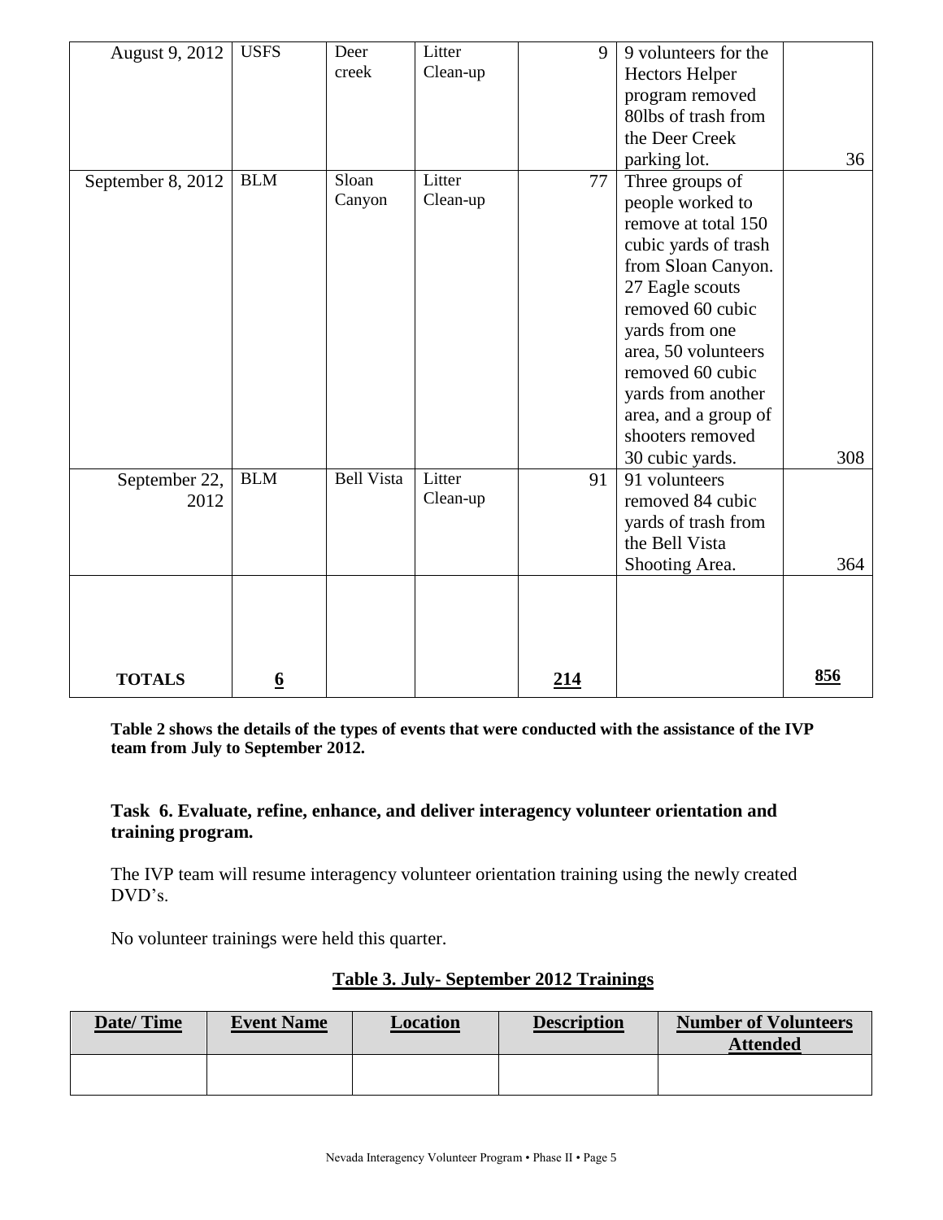| | | | | | | |
|---|---|---|---|---|---|---|
| August 9, 2012 | USFS | Deer creek | Litter Clean-up | 9 | 9 volunteers for the Hectors Helper program removed 80lbs of trash from the Deer Creek parking lot. | 36 |
| September 8, 2012 | BLM | Sloan Canyon | Litter Clean-up | 77 | Three groups of people worked to remove at total 150 cubic yards of trash from Sloan Canyon. 27 Eagle scouts removed 60 cubic yards from one area, 50 volunteers removed 60 cubic yards from another area, and a group of shooters removed 30 cubic yards. | 308 |
| September 22, 2012 | BLM | Bell Vista | Litter Clean-up | 91 | 91 volunteers removed 84 cubic yards of trash from the Bell Vista Shooting Area. | 364 |
| | | | | | | |
| **TOTALS** | **6** | | | **214** | | **856** |

**Table 2 shows the details of the types of events that were conducted with the assistance of the IVP team from July to September 2012.**

### Task 6. Evaluate, refine, enhance, and deliver interagency volunteer orientation and training program.

The IVP team will resume interagency volunteer orientation training using the newly created DVD's.

No volunteer trainings were held this quarter.

**Table 3. July- September 2012 Trainings**

| Date/ Time | Event Name | Location | Description | Number of Volunteers Attended |
|---|---|---|---|---|
| | | | | |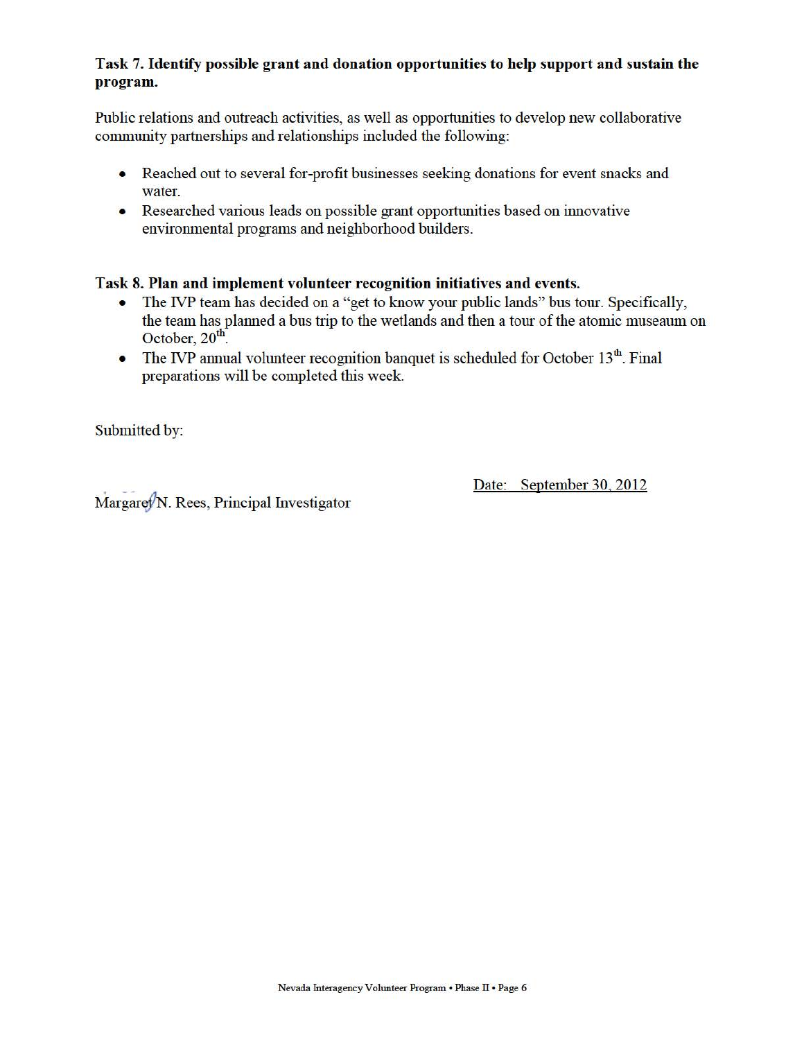**Task 7. Identify possible grant and donation opportunities to help support and sustain the program.**

Public relations and outreach activities, as well as opportunities to develop new collaborative community partnerships and relationships included the following:

- Reached out to several for-profit businesses seeking donations for event snacks and water.
- Researched various leads on possible grant opportunities based on innovative environmental programs and neighborhood builders.

**Task 8. Plan and implement volunteer recognition initiatives and events.**

- The IVP team has decided on a "get to know your public lands" bus tour. Specifically, the team has planned a bus trip to the wetlands and then a tour of the atomic museaum on October, 20th.
- The IVP annual volunteer recognition banquet is scheduled for October 13th. Final preparations will be completed this week.

Submitted by:

Margaret N. Rees, Principal Investigator

Date: September 30, 2012